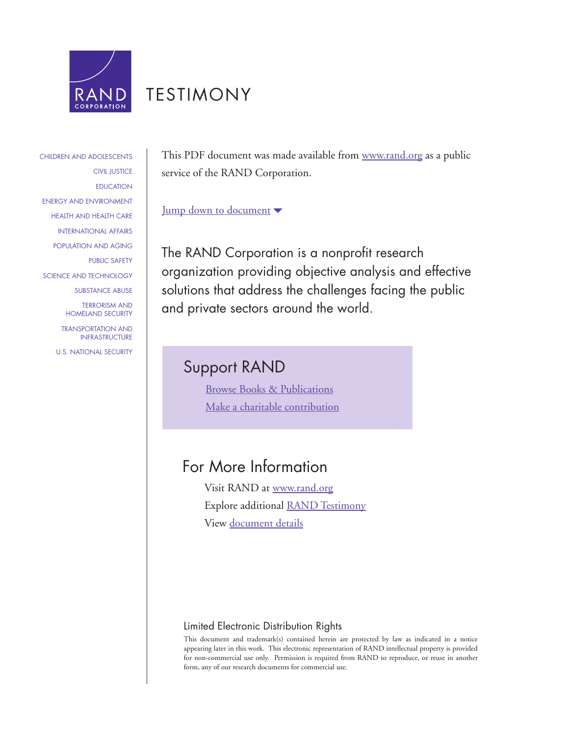# RAND CORPORATION

# TESTIMONY

CHILDREN AND ADOLESCENTS
CIVIL JUSTICE
EDUCATION
ENERGY AND ENVIRONMENT
HEALTH AND HEALTH CARE
INTERNATIONAL AFFAIRS
POPULATION AND AGING
PUBLIC SAFETY
SCIENCE AND TECHNOLOGY
SUBSTANCE ABUSE
TERRORISM AND HOMELAND SECURITY
TRANSPORTATION AND INFRASTRUCTURE
U.S. NATIONAL SECURITY

This PDF document was made available from www.rand.org as a public service of the RAND Corporation.

Jump down to document ▼

The RAND Corporation is a nonprofit research organization providing objective analysis and effective solutions that address the challenges facing the public and private sectors around the world.

## Support RAND

Browse Books & Publications
Make a charitable contribution

## For More Information

Visit RAND at www.rand.org
Explore additional RAND Testimony
View document details

### Limited Electronic Distribution Rights

This document and trademark(s) contained herein are protected by law as indicated in a notice appearing later in this work. This electronic representation of RAND intellectual property is provided for non-commercial use only. Permission is required from RAND to reproduce, or reuse in another form, any of our research documents for commercial use.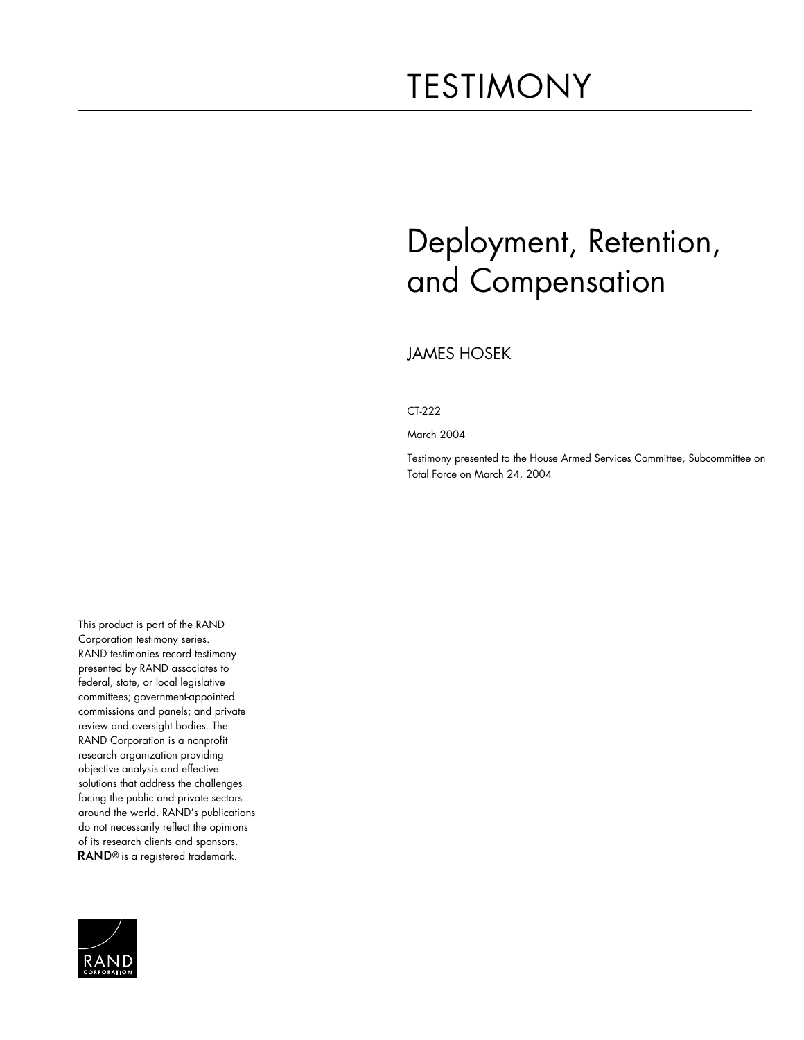# TESTIMONY

# Deployment, Retention, and Compensation

JAMES HOSEK

CT-222

March 2004

Testimony presented to the House Armed Services Committee, Subcommittee on Total Force on March 24, 2004

This product is part of the RAND Corporation testimony series. RAND testimonies record testimony presented by RAND associates to federal, state, or local legislative committees; government-appointed commissions and panels; and private review and oversight bodies. The RAND Corporation is a nonprofit research organization providing objective analysis and effective solutions that address the challenges facing the public and private sectors around the world. RAND's publications do not necessarily reflect the opinions of its research clients and sponsors. **RAND**® is a registered trademark.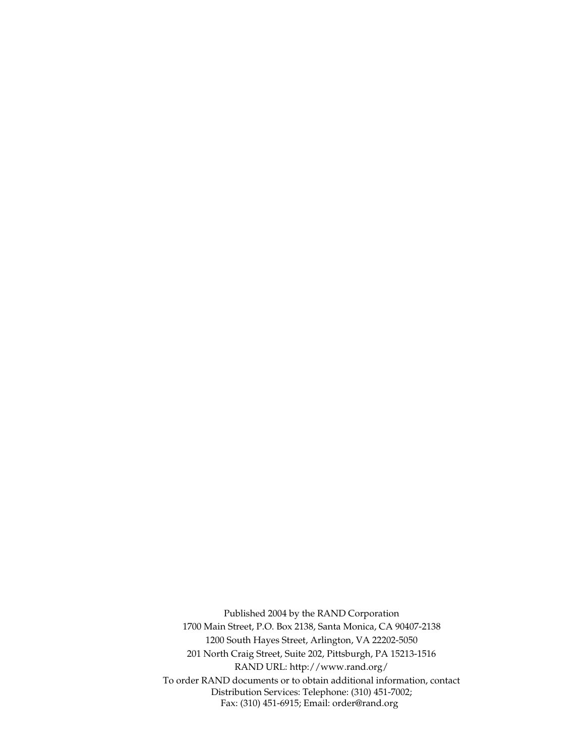Published 2004 by the RAND Corporation

1700 Main Street, P.O. Box 2138, Santa Monica, CA 90407-2138

1200 South Hayes Street, Arlington, VA 22202-5050

201 North Craig Street, Suite 202, Pittsburgh, PA 15213-1516

RAND URL: http://www.rand.org/

To order RAND documents or to obtain additional information, contact
Distribution Services: Telephone: (310) 451-7002;
Fax: (310) 451-6915; Email: order@rand.org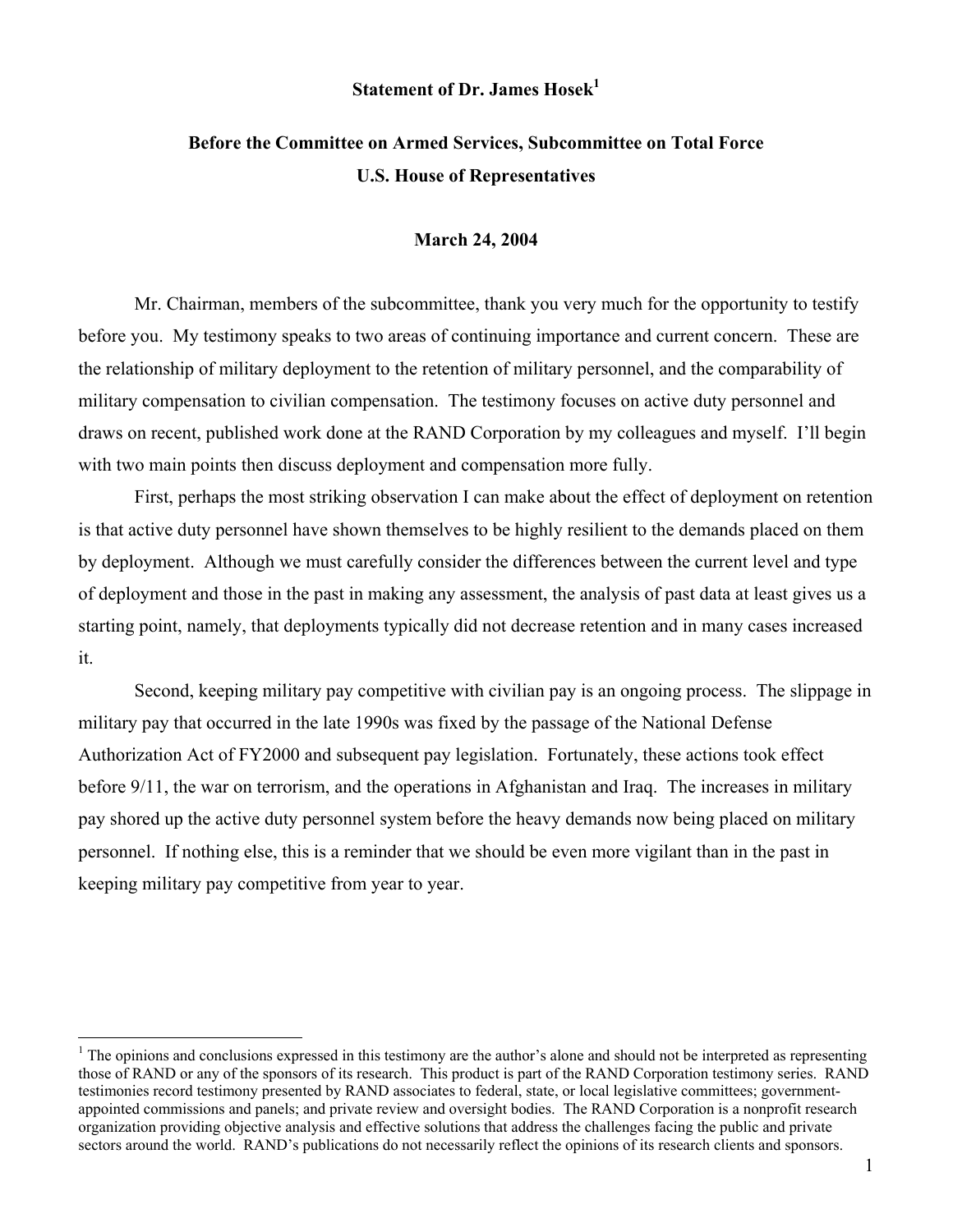**Statement of Dr. James Hosek[1]**

**Before the Committee on Armed Services, Subcommittee on Total Force**

**U.S. House of Representatives**

**March 24, 2004**

Mr. Chairman, members of the subcommittee, thank you very much for the opportunity to testify before you. My testimony speaks to two areas of continuing importance and current concern. These are the relationship of military deployment to the retention of military personnel, and the comparability of military compensation to civilian compensation. The testimony focuses on active duty personnel and draws on recent, published work done at the RAND Corporation by my colleagues and myself. I'll begin with two main points then discuss deployment and compensation more fully.

First, perhaps the most striking observation I can make about the effect of deployment on retention is that active duty personnel have shown themselves to be highly resilient to the demands placed on them by deployment. Although we must carefully consider the differences between the current level and type of deployment and those in the past in making any assessment, the analysis of past data at least gives us a starting point, namely, that deployments typically did not decrease retention and in many cases increased it.

Second, keeping military pay competitive with civilian pay is an ongoing process. The slippage in military pay that occurred in the late 1990s was fixed by the passage of the National Defense Authorization Act of FY2000 and subsequent pay legislation. Fortunately, these actions took effect before 9/11, the war on terrorism, and the operations in Afghanistan and Iraq. The increases in military pay shored up the active duty personnel system before the heavy demands now being placed on military personnel. If nothing else, this is a reminder that we should be even more vigilant than in the past in keeping military pay competitive from year to year.

---

[1] The opinions and conclusions expressed in this testimony are the author's alone and should not be interpreted as representing those of RAND or any of the sponsors of its research. This product is part of the RAND Corporation testimony series. RAND testimonies record testimony presented by RAND associates to federal, state, or local legislative committees; government-appointed commissions and panels; and private review and oversight bodies. The RAND Corporation is a nonprofit research organization providing objective analysis and effective solutions that address the challenges facing the public and private sectors around the world. RAND's publications do not necessarily reflect the opinions of its research clients and sponsors.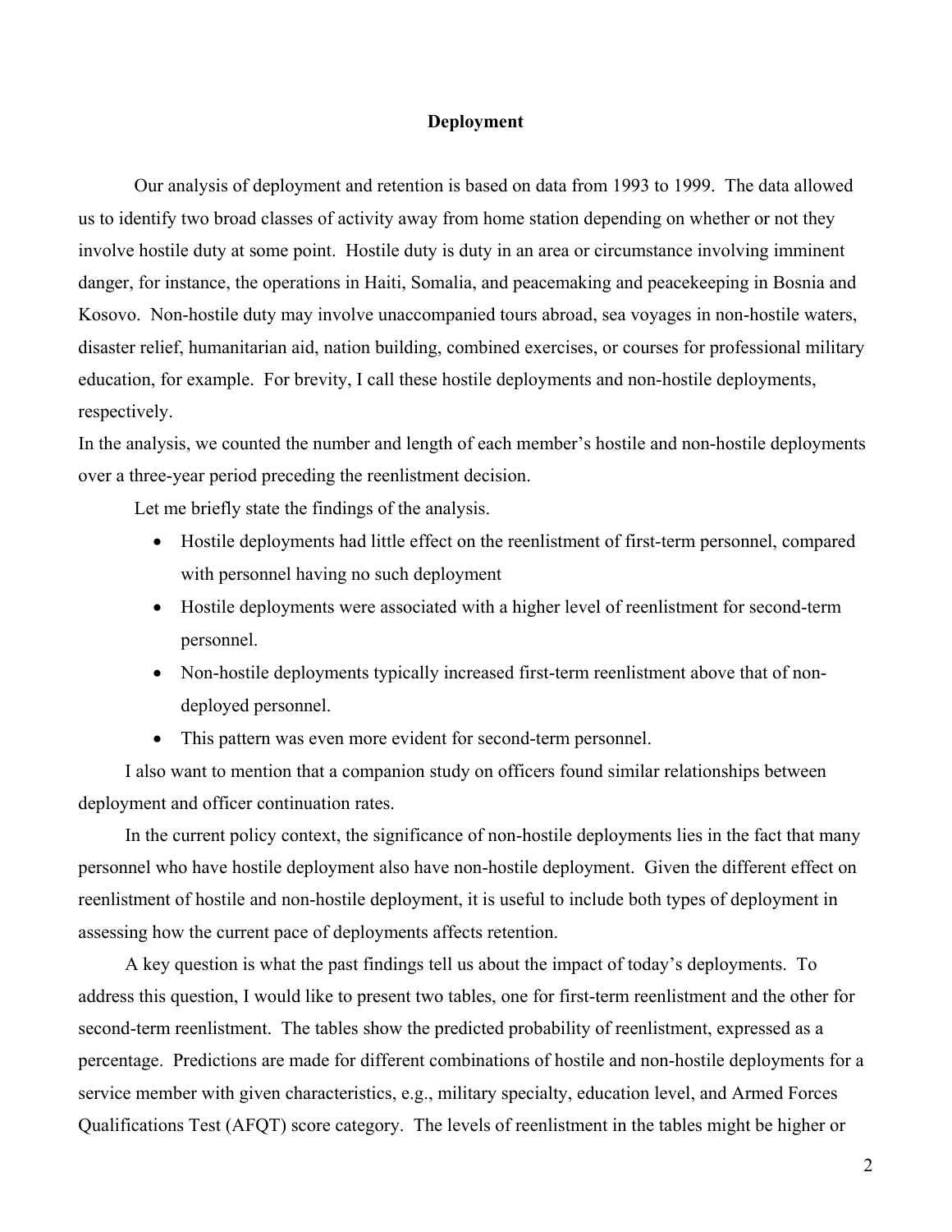## Deployment

Our analysis of deployment and retention is based on data from 1993 to 1999. The data allowed us to identify two broad classes of activity away from home station depending on whether or not they involve hostile duty at some point. Hostile duty is duty in an area or circumstance involving imminent danger, for instance, the operations in Haiti, Somalia, and peacemaking and peacekeeping in Bosnia and Kosovo. Non-hostile duty may involve unaccompanied tours abroad, sea voyages in non-hostile waters, disaster relief, humanitarian aid, nation building, combined exercises, or courses for professional military education, for example. For brevity, I call these hostile deployments and non-hostile deployments, respectively.

In the analysis, we counted the number and length of each member's hostile and non-hostile deployments over a three-year period preceding the reenlistment decision.

Let me briefly state the findings of the analysis.

- Hostile deployments had little effect on the reenlistment of first-term personnel, compared with personnel having no such deployment
- Hostile deployments were associated with a higher level of reenlistment for second-term personnel.
- Non-hostile deployments typically increased first-term reenlistment above that of non-deployed personnel.
- This pattern was even more evident for second-term personnel.

I also want to mention that a companion study on officers found similar relationships between deployment and officer continuation rates.

In the current policy context, the significance of non-hostile deployments lies in the fact that many personnel who have hostile deployment also have non-hostile deployment. Given the different effect on reenlistment of hostile and non-hostile deployment, it is useful to include both types of deployment in assessing how the current pace of deployments affects retention.

A key question is what the past findings tell us about the impact of today's deployments. To address this question, I would like to present two tables, one for first-term reenlistment and the other for second-term reenlistment. The tables show the predicted probability of reenlistment, expressed as a percentage. Predictions are made for different combinations of hostile and non-hostile deployments for a service member with given characteristics, e.g., military specialty, education level, and Armed Forces Qualifications Test (AFQT) score category. The levels of reenlistment in the tables might be higher or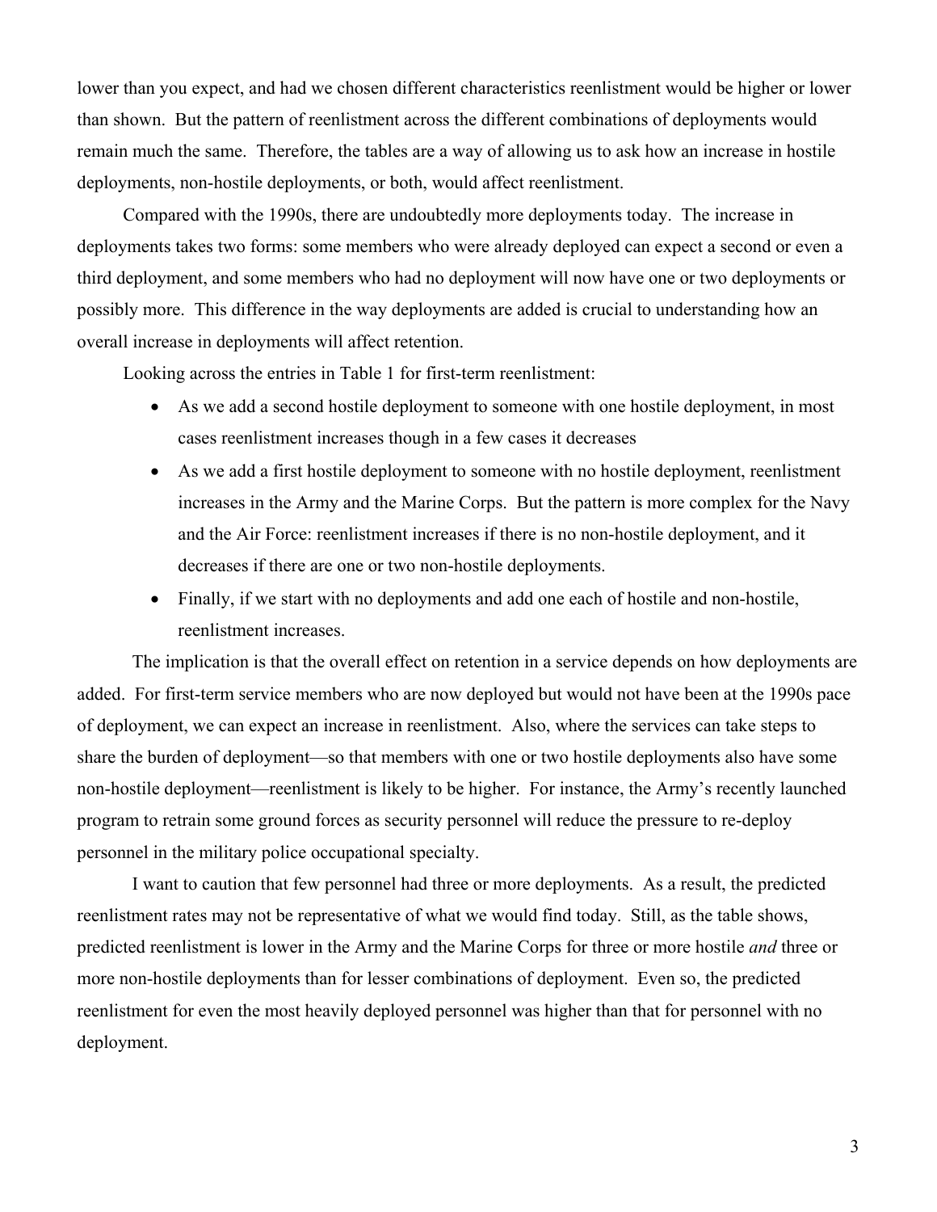lower than you expect, and had we chosen different characteristics reenlistment would be higher or lower than shown. But the pattern of reenlistment across the different combinations of deployments would remain much the same. Therefore, the tables are a way of allowing us to ask how an increase in hostile deployments, non-hostile deployments, or both, would affect reenlistment.

Compared with the 1990s, there are undoubtedly more deployments today. The increase in deployments takes two forms: some members who were already deployed can expect a second or even a third deployment, and some members who had no deployment will now have one or two deployments or possibly more. This difference in the way deployments are added is crucial to understanding how an overall increase in deployments will affect retention.

Looking across the entries in Table 1 for first-term reenlistment:

- As we add a second hostile deployment to someone with one hostile deployment, in most cases reenlistment increases though in a few cases it decreases
- As we add a first hostile deployment to someone with no hostile deployment, reenlistment increases in the Army and the Marine Corps. But the pattern is more complex for the Navy and the Air Force: reenlistment increases if there is no non-hostile deployment, and it decreases if there are one or two non-hostile deployments.
- Finally, if we start with no deployments and add one each of hostile and non-hostile, reenlistment increases.

The implication is that the overall effect on retention in a service depends on how deployments are added. For first-term service members who are now deployed but would not have been at the 1990s pace of deployment, we can expect an increase in reenlistment. Also, where the services can take steps to share the burden of deployment—so that members with one or two hostile deployments also have some non-hostile deployment—reenlistment is likely to be higher. For instance, the Army's recently launched program to retrain some ground forces as security personnel will reduce the pressure to re-deploy personnel in the military police occupational specialty.

I want to caution that few personnel had three or more deployments. As a result, the predicted reenlistment rates may not be representative of what we would find today. Still, as the table shows, predicted reenlistment is lower in the Army and the Marine Corps for three or more hostile *and* three or more non-hostile deployments than for lesser combinations of deployment. Even so, the predicted reenlistment for even the most heavily deployed personnel was higher than that for personnel with no deployment.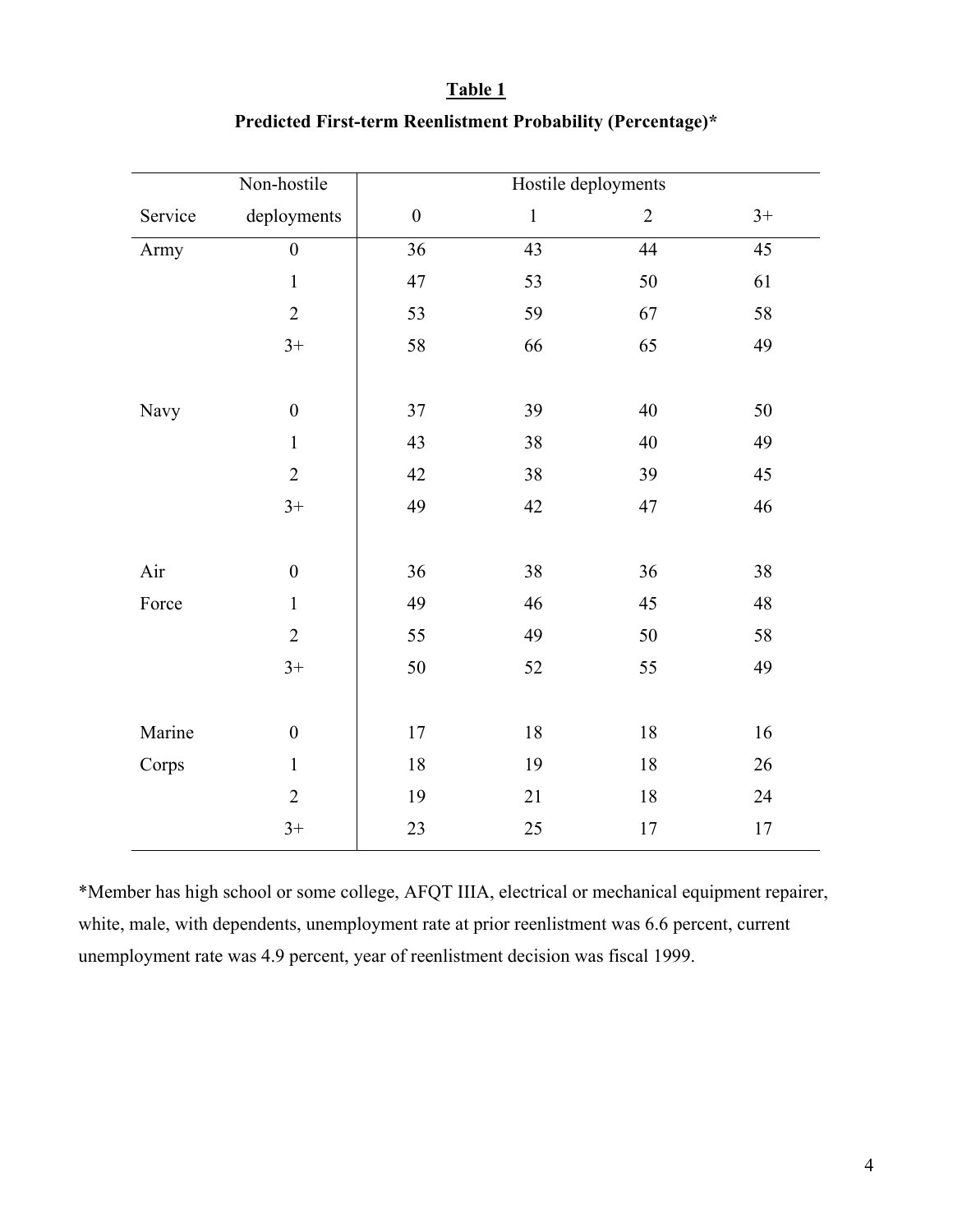**Table 1**

**Predicted First-term Reenlistment Probability (Percentage)***

| Service | Non-hostile deployments | Hostile deployments 0 | 1 | 2 | 3+ |
|---|---|---|---|---|---|
| Army | 0 | 36 | 43 | 44 | 45 |
| | 1 | 47 | 53 | 50 | 61 |
| | 2 | 53 | 59 | 67 | 58 |
| | 3+ | 58 | 66 | 65 | 49 |
| Navy | 0 | 37 | 39 | 40 | 50 |
| | 1 | 43 | 38 | 40 | 49 |
| | 2 | 42 | 38 | 39 | 45 |
| | 3+ | 49 | 42 | 47 | 46 |
| Air Force | 0 | 36 | 38 | 36 | 38 |
| | 1 | 49 | 46 | 45 | 48 |
| | 2 | 55 | 49 | 50 | 58 |
| | 3+ | 50 | 52 | 55 | 49 |
| Marine Corps | 0 | 17 | 18 | 18 | 16 |
| | 1 | 18 | 19 | 18 | 26 |
| | 2 | 19 | 21 | 18 | 24 |
| | 3+ | 23 | 25 | 17 | 17 |

*Member has high school or some college, AFQT IIIA, electrical or mechanical equipment repairer, white, male, with dependents, unemployment rate at prior reenlistment was 6.6 percent, current unemployment rate was 4.9 percent, year of reenlistment decision was fiscal 1999.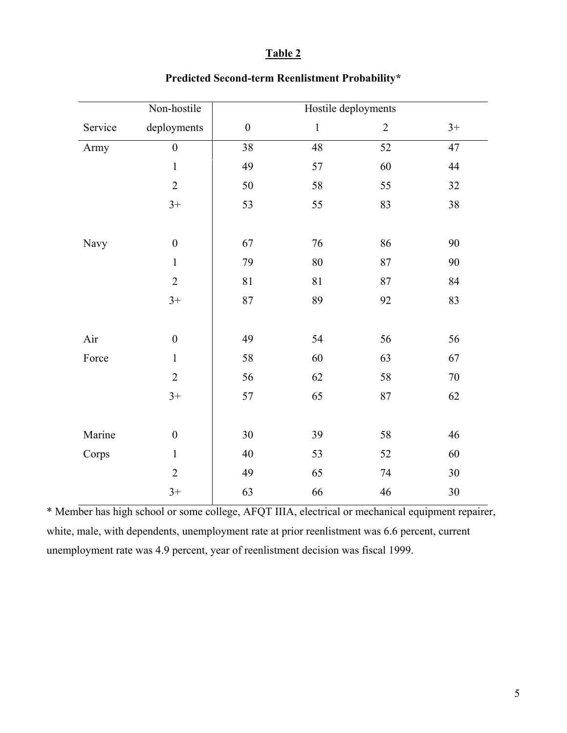**Table 2**

**Predicted Second-term Reenlistment Probability***

| Service | Non-hostile deployments | Hostile deployments 0 | 1 | 2 | 3+ |
|---|---|---|---|---|---|
| Army | 0 | 38 | 48 | 52 | 47 |
| | 1 | 49 | 57 | 60 | 44 |
| | 2 | 50 | 58 | 55 | 32 |
| | 3+ | 53 | 55 | 83 | 38 |
| Navy | 0 | 67 | 76 | 86 | 90 |
| | 1 | 79 | 80 | 87 | 90 |
| | 2 | 81 | 81 | 87 | 84 |
| | 3+ | 87 | 89 | 92 | 83 |
| Air Force | 0 | 49 | 54 | 56 | 56 |
| | 1 | 58 | 60 | 63 | 67 |
| | 2 | 56 | 62 | 58 | 70 |
| | 3+ | 57 | 65 | 87 | 62 |
| Marine Corps | 0 | 30 | 39 | 58 | 46 |
| | 1 | 40 | 53 | 52 | 60 |
| | 2 | 49 | 65 | 74 | 30 |
| | 3+ | 63 | 66 | 46 | 30 |

* Member has high school or some college, AFQT IIIA, electrical or mechanical equipment repairer, white, male, with dependents, unemployment rate at prior reenlistment was 6.6 percent, current unemployment rate was 4.9 percent, year of reenlistment decision was fiscal 1999.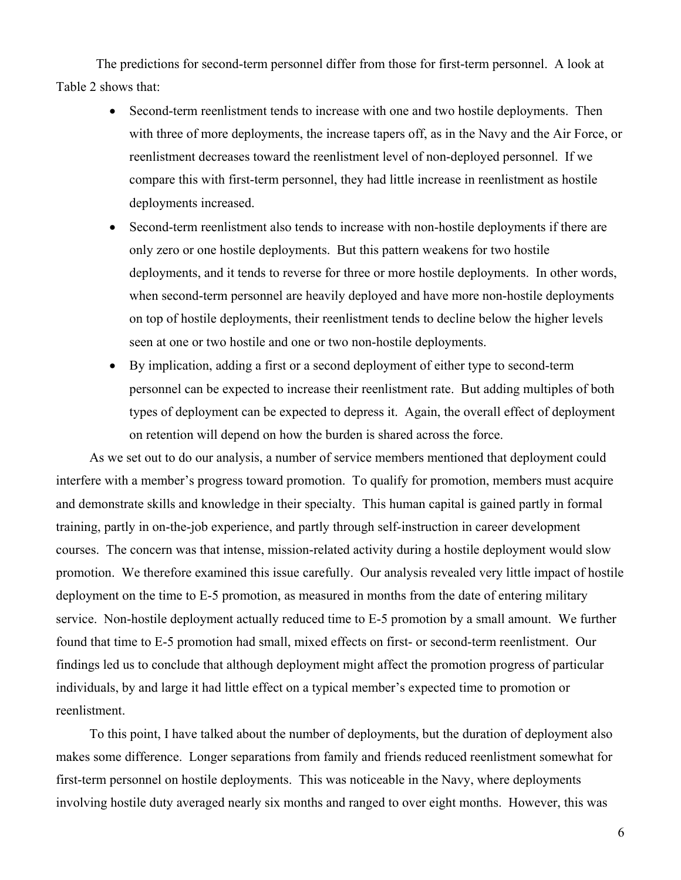The predictions for second-term personnel differ from those for first-term personnel. A look at Table 2 shows that:

- Second-term reenlistment tends to increase with one and two hostile deployments. Then with three of more deployments, the increase tapers off, as in the Navy and the Air Force, or reenlistment decreases toward the reenlistment level of non-deployed personnel. If we compare this with first-term personnel, they had little increase in reenlistment as hostile deployments increased.
- Second-term reenlistment also tends to increase with non-hostile deployments if there are only zero or one hostile deployments. But this pattern weakens for two hostile deployments, and it tends to reverse for three or more hostile deployments. In other words, when second-term personnel are heavily deployed and have more non-hostile deployments on top of hostile deployments, their reenlistment tends to decline below the higher levels seen at one or two hostile and one or two non-hostile deployments.
- By implication, adding a first or a second deployment of either type to second-term personnel can be expected to increase their reenlistment rate. But adding multiples of both types of deployment can be expected to depress it. Again, the overall effect of deployment on retention will depend on how the burden is shared across the force.

As we set out to do our analysis, a number of service members mentioned that deployment could interfere with a member's progress toward promotion. To qualify for promotion, members must acquire and demonstrate skills and knowledge in their specialty. This human capital is gained partly in formal training, partly in on-the-job experience, and partly through self-instruction in career development courses. The concern was that intense, mission-related activity during a hostile deployment would slow promotion. We therefore examined this issue carefully. Our analysis revealed very little impact of hostile deployment on the time to E-5 promotion, as measured in months from the date of entering military service. Non-hostile deployment actually reduced time to E-5 promotion by a small amount. We further found that time to E-5 promotion had small, mixed effects on first- or second-term reenlistment. Our findings led us to conclude that although deployment might affect the promotion progress of particular individuals, by and large it had little effect on a typical member's expected time to promotion or reenlistment.

To this point, I have talked about the number of deployments, but the duration of deployment also makes some difference. Longer separations from family and friends reduced reenlistment somewhat for first-term personnel on hostile deployments. This was noticeable in the Navy, where deployments involving hostile duty averaged nearly six months and ranged to over eight months. However, this was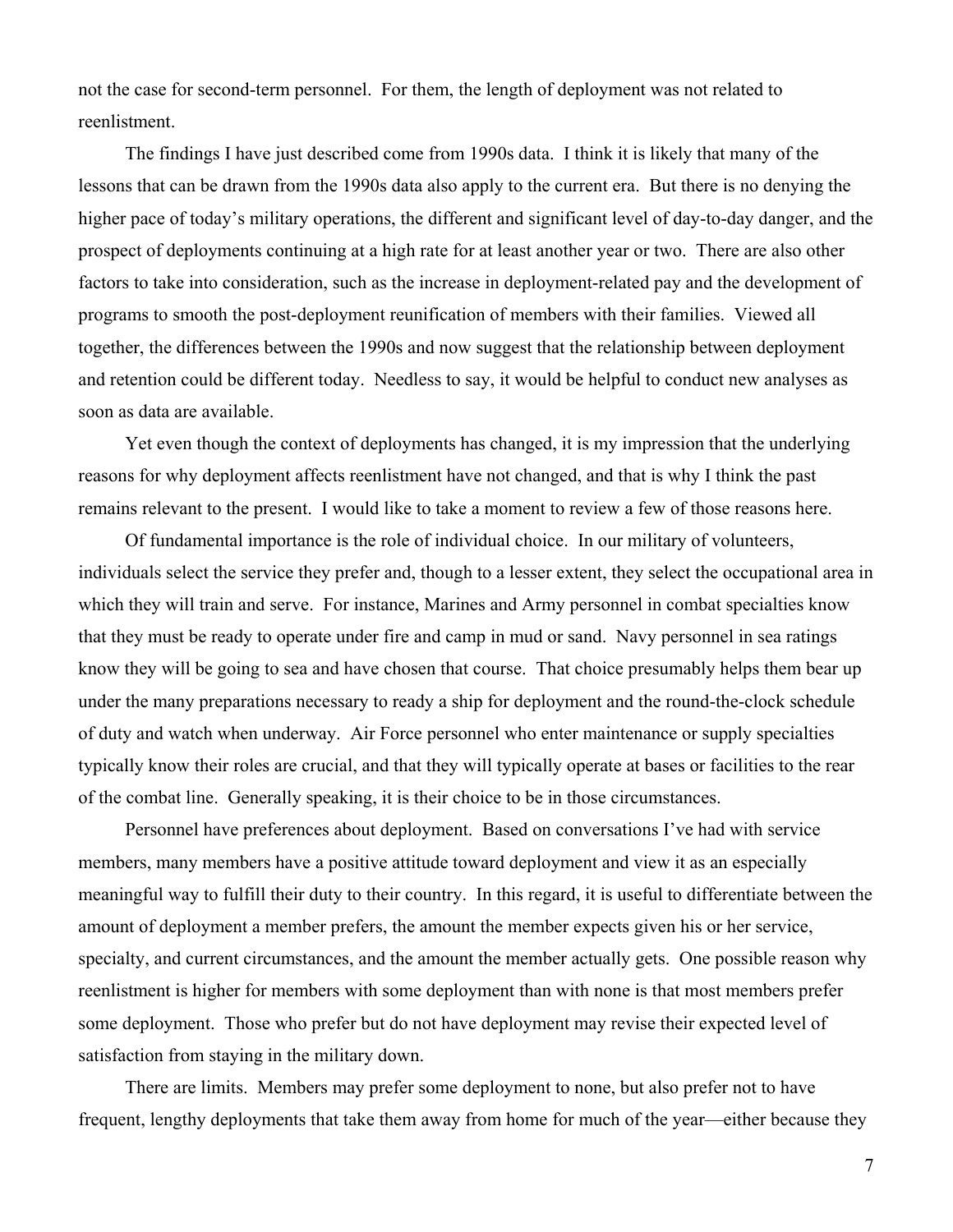not the case for second-term personnel. For them, the length of deployment was not related to reenlistment.

The findings I have just described come from 1990s data. I think it is likely that many of the lessons that can be drawn from the 1990s data also apply to the current era. But there is no denying the higher pace of today's military operations, the different and significant level of day-to-day danger, and the prospect of deployments continuing at a high rate for at least another year or two. There are also other factors to take into consideration, such as the increase in deployment-related pay and the development of programs to smooth the post-deployment reunification of members with their families. Viewed all together, the differences between the 1990s and now suggest that the relationship between deployment and retention could be different today. Needless to say, it would be helpful to conduct new analyses as soon as data are available.

Yet even though the context of deployments has changed, it is my impression that the underlying reasons for why deployment affects reenlistment have not changed, and that is why I think the past remains relevant to the present. I would like to take a moment to review a few of those reasons here.

Of fundamental importance is the role of individual choice. In our military of volunteers, individuals select the service they prefer and, though to a lesser extent, they select the occupational area in which they will train and serve. For instance, Marines and Army personnel in combat specialties know that they must be ready to operate under fire and camp in mud or sand. Navy personnel in sea ratings know they will be going to sea and have chosen that course. That choice presumably helps them bear up under the many preparations necessary to ready a ship for deployment and the round-the-clock schedule of duty and watch when underway. Air Force personnel who enter maintenance or supply specialties typically know their roles are crucial, and that they will typically operate at bases or facilities to the rear of the combat line. Generally speaking, it is their choice to be in those circumstances.

Personnel have preferences about deployment. Based on conversations I've had with service members, many members have a positive attitude toward deployment and view it as an especially meaningful way to fulfill their duty to their country. In this regard, it is useful to differentiate between the amount of deployment a member prefers, the amount the member expects given his or her service, specialty, and current circumstances, and the amount the member actually gets. One possible reason why reenlistment is higher for members with some deployment than with none is that most members prefer some deployment. Those who prefer but do not have deployment may revise their expected level of satisfaction from staying in the military down.

There are limits. Members may prefer some deployment to none, but also prefer not to have frequent, lengthy deployments that take them away from home for much of the year—either because they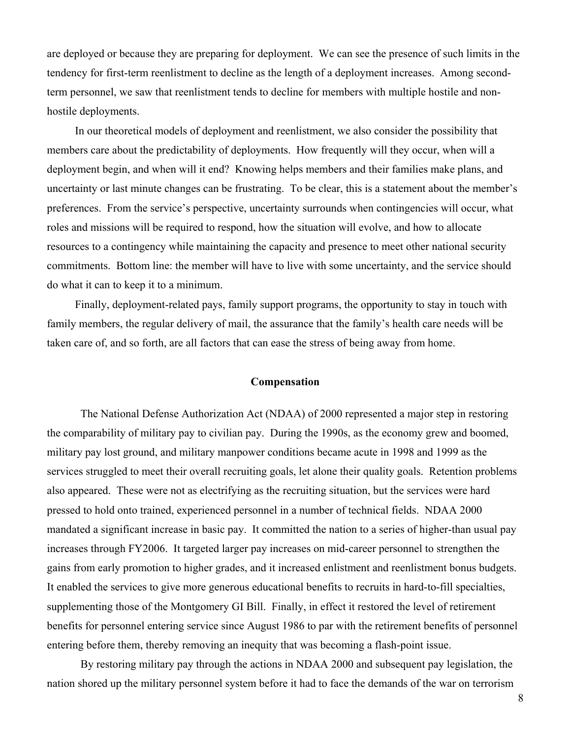are deployed or because they are preparing for deployment. We can see the presence of such limits in the tendency for first-term reenlistment to decline as the length of a deployment increases. Among second-term personnel, we saw that reenlistment tends to decline for members with multiple hostile and non-hostile deployments.

In our theoretical models of deployment and reenlistment, we also consider the possibility that members care about the predictability of deployments. How frequently will they occur, when will a deployment begin, and when will it end? Knowing helps members and their families make plans, and uncertainty or last minute changes can be frustrating. To be clear, this is a statement about the member's preferences. From the service's perspective, uncertainty surrounds when contingencies will occur, what roles and missions will be required to respond, how the situation will evolve, and how to allocate resources to a contingency while maintaining the capacity and presence to meet other national security commitments. Bottom line: the member will have to live with some uncertainty, and the service should do what it can to keep it to a minimum.

Finally, deployment-related pays, family support programs, the opportunity to stay in touch with family members, the regular delivery of mail, the assurance that the family's health care needs will be taken care of, and so forth, are all factors that can ease the stress of being away from home.

## Compensation

The National Defense Authorization Act (NDAA) of 2000 represented a major step in restoring the comparability of military pay to civilian pay. During the 1990s, as the economy grew and boomed, military pay lost ground, and military manpower conditions became acute in 1998 and 1999 as the services struggled to meet their overall recruiting goals, let alone their quality goals. Retention problems also appeared. These were not as electrifying as the recruiting situation, but the services were hard pressed to hold onto trained, experienced personnel in a number of technical fields. NDAA 2000 mandated a significant increase in basic pay. It committed the nation to a series of higher-than usual pay increases through FY2006. It targeted larger pay increases on mid-career personnel to strengthen the gains from early promotion to higher grades, and it increased enlistment and reenlistment bonus budgets. It enabled the services to give more generous educational benefits to recruits in hard-to-fill specialties, supplementing those of the Montgomery GI Bill. Finally, in effect it restored the level of retirement benefits for personnel entering service since August 1986 to par with the retirement benefits of personnel entering before them, thereby removing an inequity that was becoming a flash-point issue.

By restoring military pay through the actions in NDAA 2000 and subsequent pay legislation, the nation shored up the military personnel system before it had to face the demands of the war on terrorism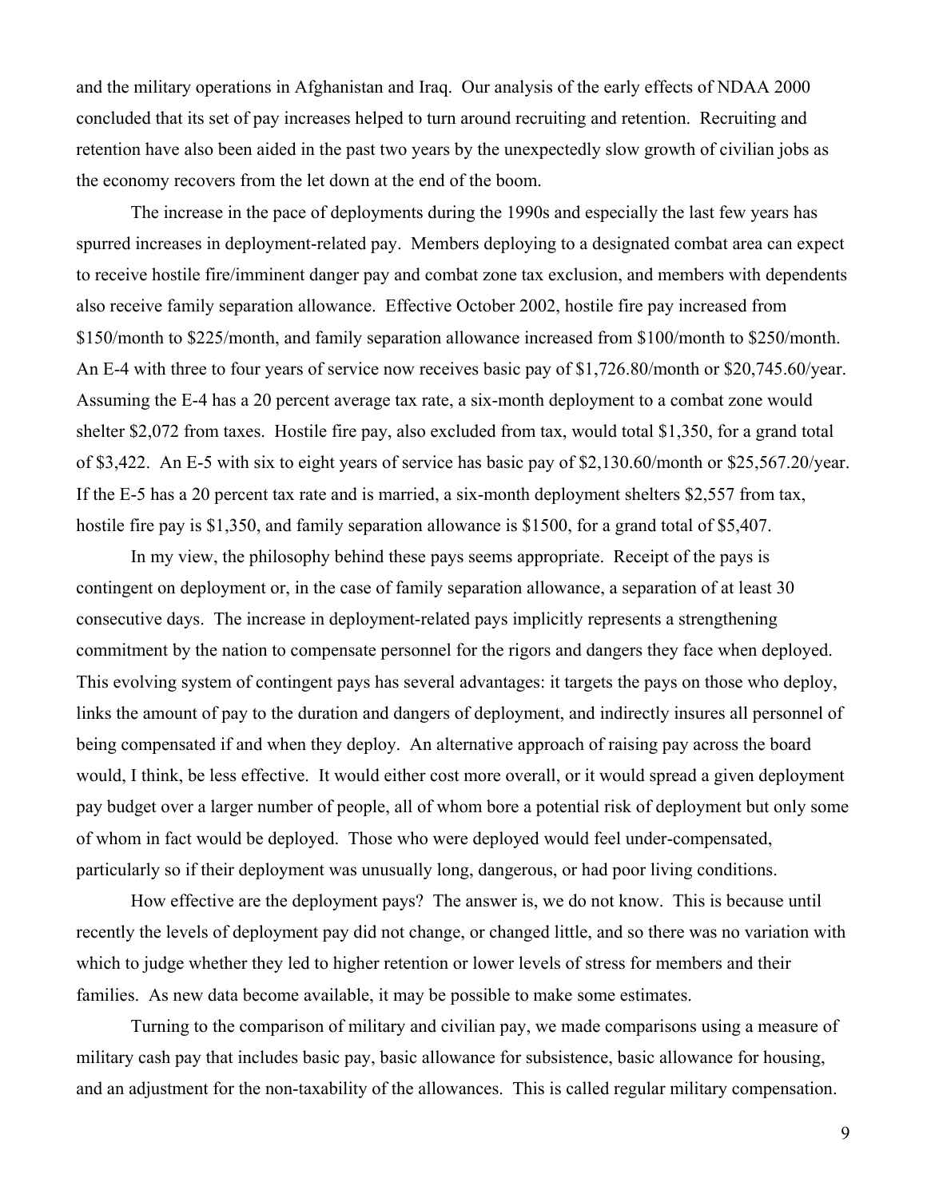and the military operations in Afghanistan and Iraq. Our analysis of the early effects of NDAA 2000 concluded that its set of pay increases helped to turn around recruiting and retention. Recruiting and retention have also been aided in the past two years by the unexpectedly slow growth of civilian jobs as the economy recovers from the let down at the end of the boom.

The increase in the pace of deployments during the 1990s and especially the last few years has spurred increases in deployment-related pay. Members deploying to a designated combat area can expect to receive hostile fire/imminent danger pay and combat zone tax exclusion, and members with dependents also receive family separation allowance. Effective October 2002, hostile fire pay increased from $150/month to $225/month, and family separation allowance increased from $100/month to $250/month. An E-4 with three to four years of service now receives basic pay of $1,726.80/month or $20,745.60/year. Assuming the E-4 has a 20 percent average tax rate, a six-month deployment to a combat zone would shelter $2,072 from taxes. Hostile fire pay, also excluded from tax, would total $1,350, for a grand total of $3,422. An E-5 with six to eight years of service has basic pay of $2,130.60/month or $25,567.20/year. If the E-5 has a 20 percent tax rate and is married, a six-month deployment shelters $2,557 from tax, hostile fire pay is $1,350, and family separation allowance is $1500, for a grand total of $5,407.

In my view, the philosophy behind these pays seems appropriate. Receipt of the pays is contingent on deployment or, in the case of family separation allowance, a separation of at least 30 consecutive days. The increase in deployment-related pays implicitly represents a strengthening commitment by the nation to compensate personnel for the rigors and dangers they face when deployed. This evolving system of contingent pays has several advantages: it targets the pays on those who deploy, links the amount of pay to the duration and dangers of deployment, and indirectly insures all personnel of being compensated if and when they deploy. An alternative approach of raising pay across the board would, I think, be less effective. It would either cost more overall, or it would spread a given deployment pay budget over a larger number of people, all of whom bore a potential risk of deployment but only some of whom in fact would be deployed. Those who were deployed would feel under-compensated, particularly so if their deployment was unusually long, dangerous, or had poor living conditions.

How effective are the deployment pays? The answer is, we do not know. This is because until recently the levels of deployment pay did not change, or changed little, and so there was no variation with which to judge whether they led to higher retention or lower levels of stress for members and their families. As new data become available, it may be possible to make some estimates.

Turning to the comparison of military and civilian pay, we made comparisons using a measure of military cash pay that includes basic pay, basic allowance for subsistence, basic allowance for housing, and an adjustment for the non-taxability of the allowances. This is called regular military compensation.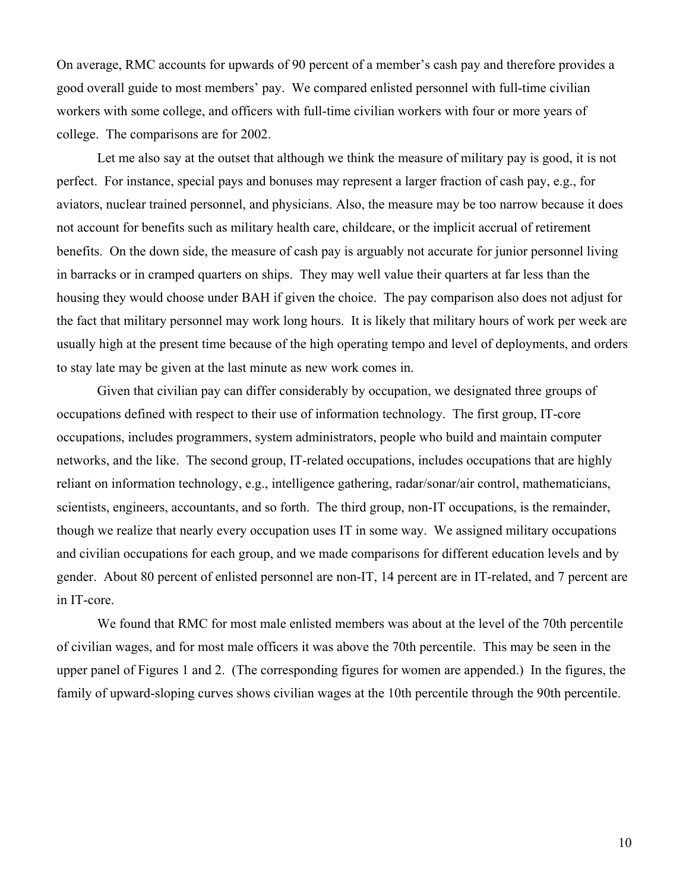On average, RMC accounts for upwards of 90 percent of a member's cash pay and therefore provides a good overall guide to most members' pay. We compared enlisted personnel with full-time civilian workers with some college, and officers with full-time civilian workers with four or more years of college. The comparisons are for 2002.

Let me also say at the outset that although we think the measure of military pay is good, it is not perfect. For instance, special pays and bonuses may represent a larger fraction of cash pay, e.g., for aviators, nuclear trained personnel, and physicians. Also, the measure may be too narrow because it does not account for benefits such as military health care, childcare, or the implicit accrual of retirement benefits. On the down side, the measure of cash pay is arguably not accurate for junior personnel living in barracks or in cramped quarters on ships. They may well value their quarters at far less than the housing they would choose under BAH if given the choice. The pay comparison also does not adjust for the fact that military personnel may work long hours. It is likely that military hours of work per week are usually high at the present time because of the high operating tempo and level of deployments, and orders to stay late may be given at the last minute as new work comes in.

Given that civilian pay can differ considerably by occupation, we designated three groups of occupations defined with respect to their use of information technology. The first group, IT-core occupations, includes programmers, system administrators, people who build and maintain computer networks, and the like. The second group, IT-related occupations, includes occupations that are highly reliant on information technology, e.g., intelligence gathering, radar/sonar/air control, mathematicians, scientists, engineers, accountants, and so forth. The third group, non-IT occupations, is the remainder, though we realize that nearly every occupation uses IT in some way. We assigned military occupations and civilian occupations for each group, and we made comparisons for different education levels and by gender. About 80 percent of enlisted personnel are non-IT, 14 percent are in IT-related, and 7 percent are in IT-core.

We found that RMC for most male enlisted members was about at the level of the 70th percentile of civilian wages, and for most male officers it was above the 70th percentile. This may be seen in the upper panel of Figures 1 and 2. (The corresponding figures for women are appended.) In the figures, the family of upward-sloping curves shows civilian wages at the 10th percentile through the 90th percentile.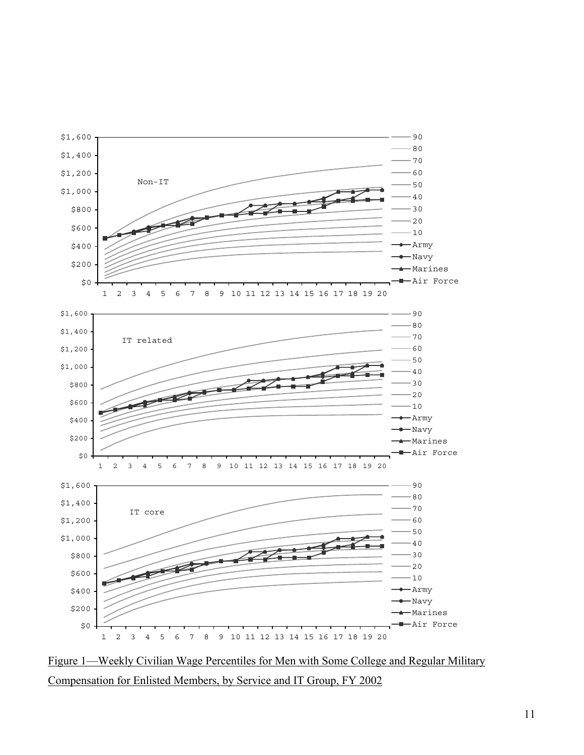Figure 1—Weekly Civilian Wage Percentiles for Men with Some College and Regular Military Compensation for Enlisted Members, by Service and IT Group, FY 2002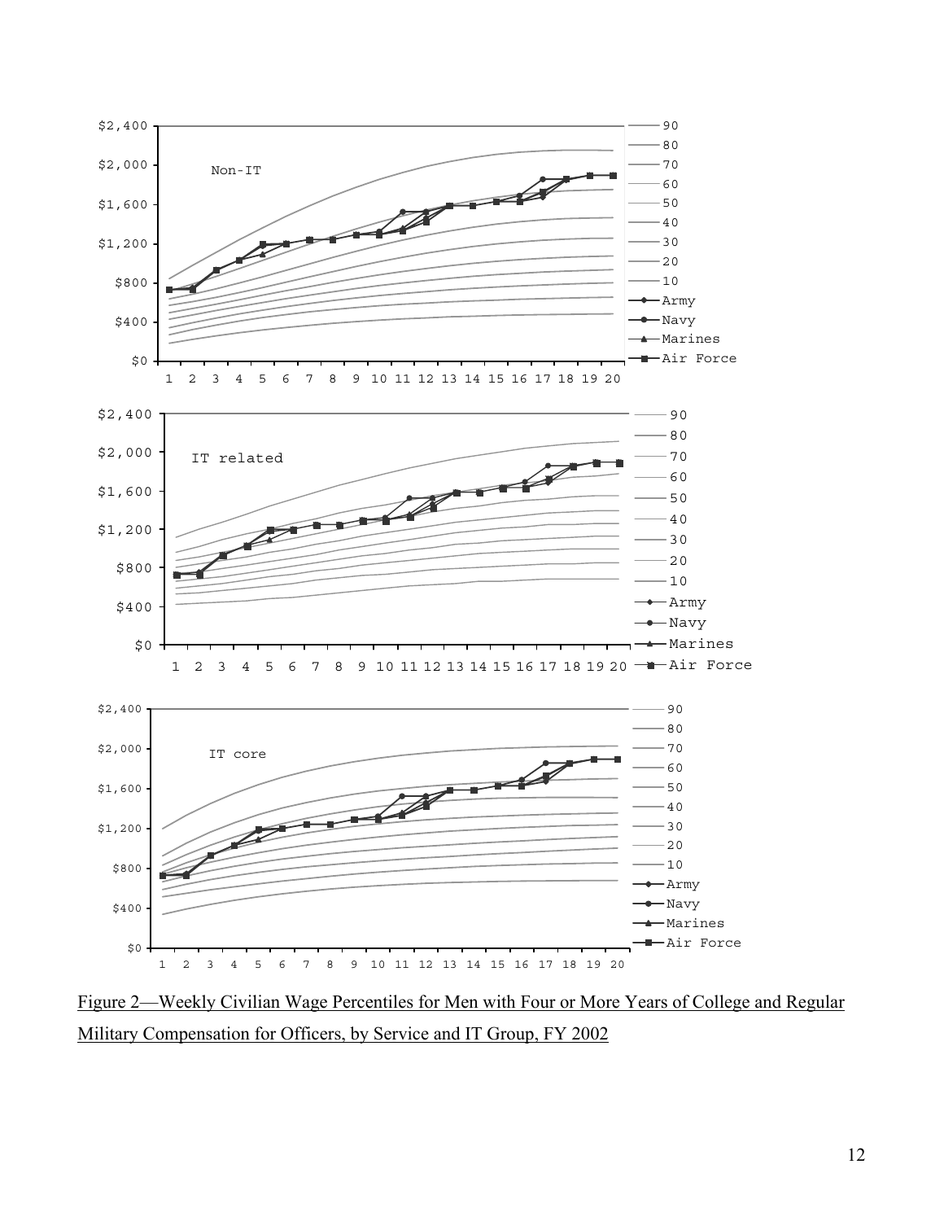Figure 2—Weekly Civilian Wage Percentiles for Men with Four or More Years of College and Regular Military Compensation for Officers, by Service and IT Group, FY 2002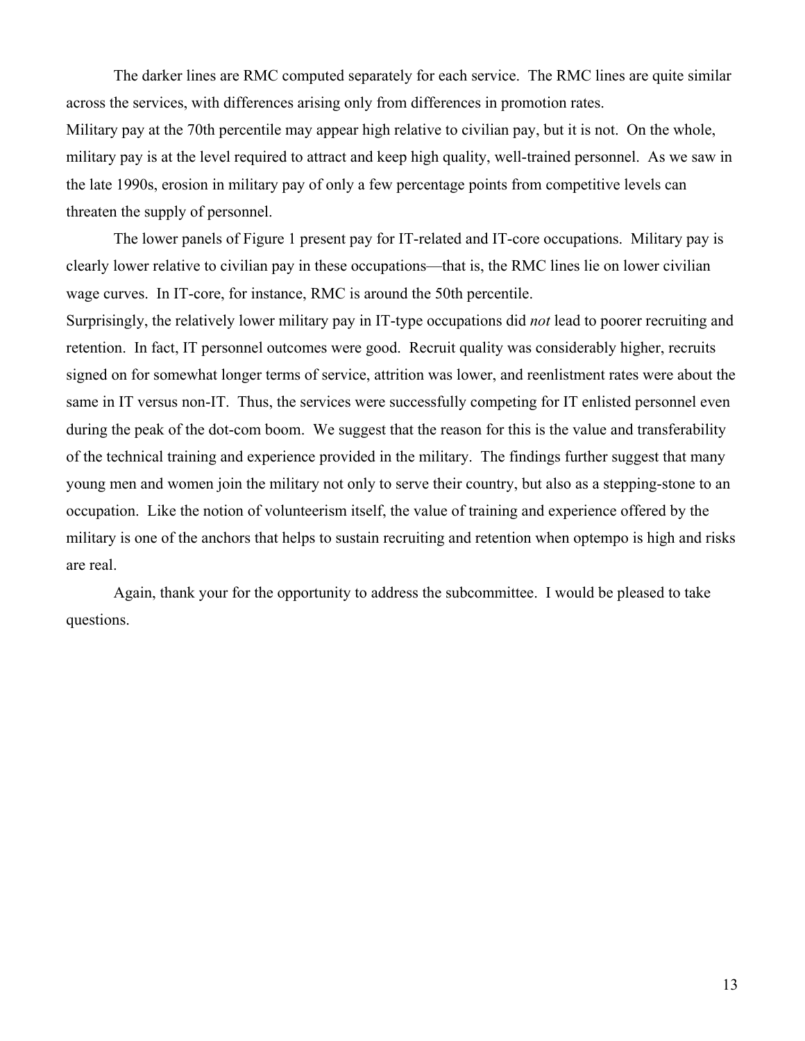The darker lines are RMC computed separately for each service. The RMC lines are quite similar across the services, with differences arising only from differences in promotion rates.

Military pay at the 70th percentile may appear high relative to civilian pay, but it is not. On the whole, military pay is at the level required to attract and keep high quality, well-trained personnel. As we saw in the late 1990s, erosion in military pay of only a few percentage points from competitive levels can threaten the supply of personnel.

The lower panels of Figure 1 present pay for IT-related and IT-core occupations. Military pay is clearly lower relative to civilian pay in these occupations—that is, the RMC lines lie on lower civilian wage curves. In IT-core, for instance, RMC is around the 50th percentile.

Surprisingly, the relatively lower military pay in IT-type occupations did *not* lead to poorer recruiting and retention. In fact, IT personnel outcomes were good. Recruit quality was considerably higher, recruits signed on for somewhat longer terms of service, attrition was lower, and reenlistment rates were about the same in IT versus non-IT. Thus, the services were successfully competing for IT enlisted personnel even during the peak of the dot-com boom. We suggest that the reason for this is the value and transferability of the technical training and experience provided in the military. The findings further suggest that many young men and women join the military not only to serve their country, but also as a stepping-stone to an occupation. Like the notion of volunteerism itself, the value of training and experience offered by the military is one of the anchors that helps to sustain recruiting and retention when optempo is high and risks are real.

Again, thank your for the opportunity to address the subcommittee. I would be pleased to take questions.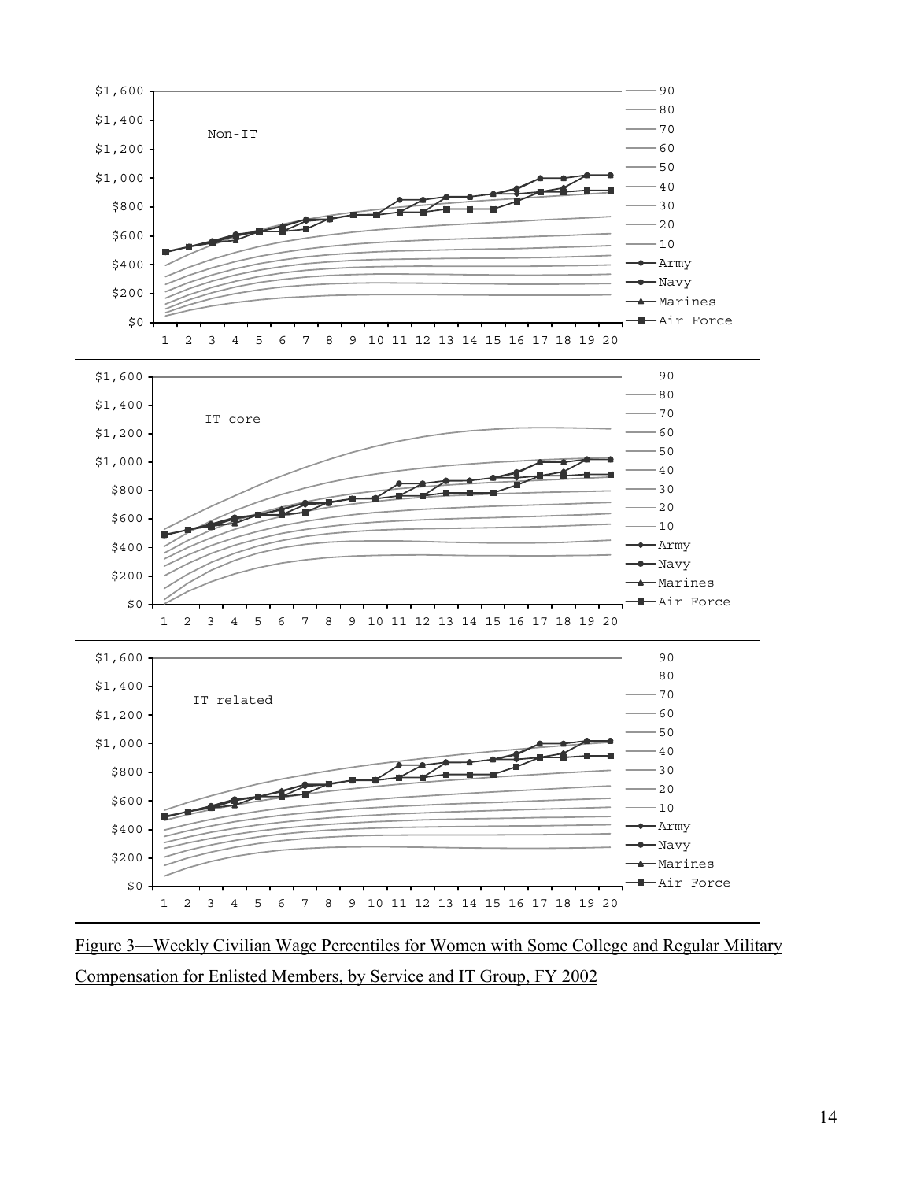Figure 3—Weekly Civilian Wage Percentiles for Women with Some College and Regular Military Compensation for Enlisted Members, by Service and IT Group, FY 2002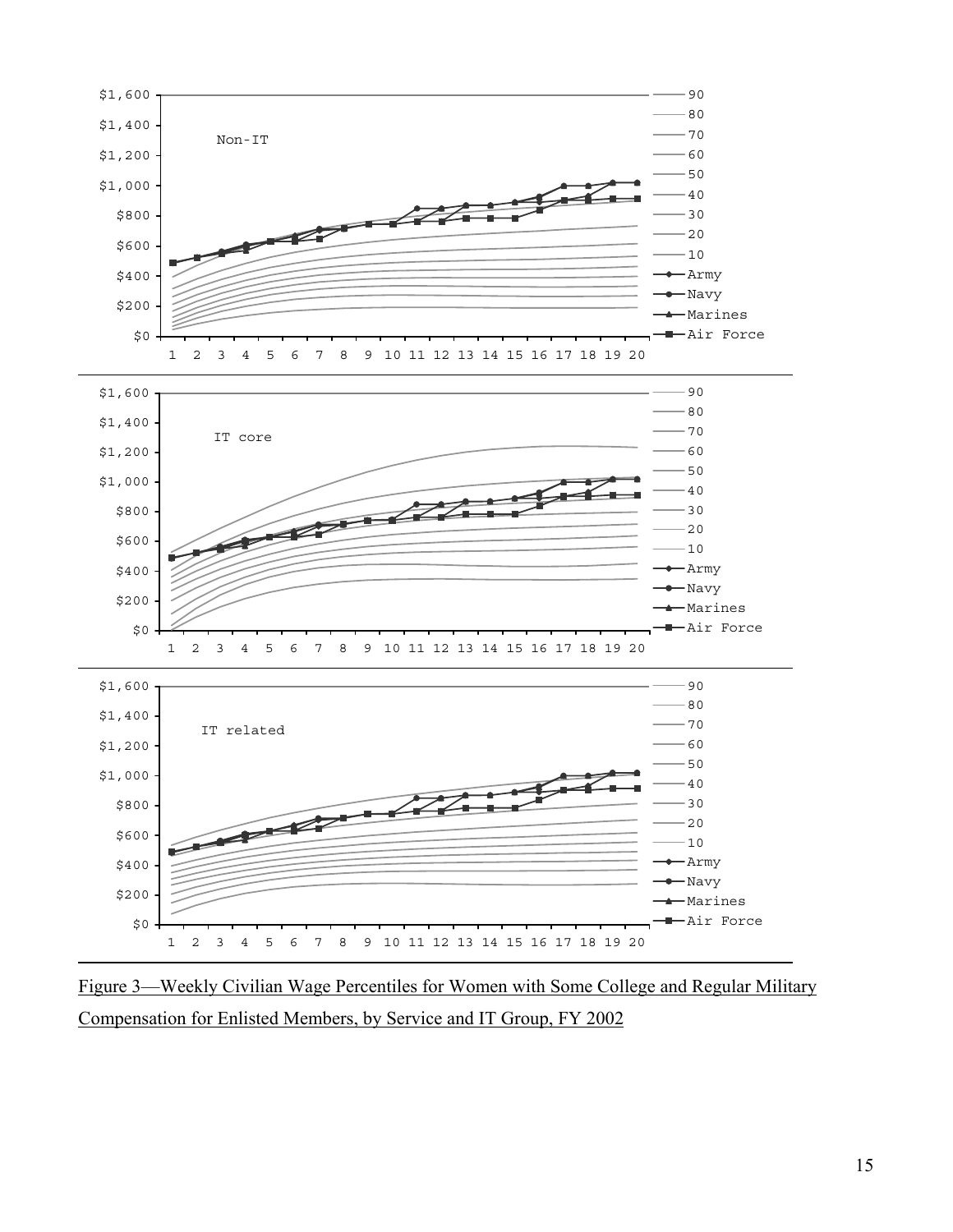$1,600
$1,400
$1,200
$1,000
$800
$600
$400
$200
$0

Non-IT

1 2 3 4 5 6 7 8 9 10 11 12 13 14 15 16 17 18 19 20

90
80
70
60
50
40
30
20
10
Army
Navy
Marines
Air Force

$1,600
$1,400
$1,200
$1,000
$800
$600
$400
$200
$0

IT core

1 2 3 4 5 6 7 8 9 10 11 12 13 14 15 16 17 18 19 20

90
80
70
60
50
40
30
20
10
Army
Navy
Marines
Air Force

$1,600
$1,400
$1,200
$1,000
$800
$600
$400
$200
$0

IT related

1 2 3 4 5 6 7 8 9 10 11 12 13 14 15 16 17 18 19 20

90
80
70
60
50
40
30
20
10
Army
Navy
Marines
Air Force

Figure 3—Weekly Civilian Wage Percentiles for Women with Some College and Regular Military Compensation for Enlisted Members, by Service and IT Group, FY 2002